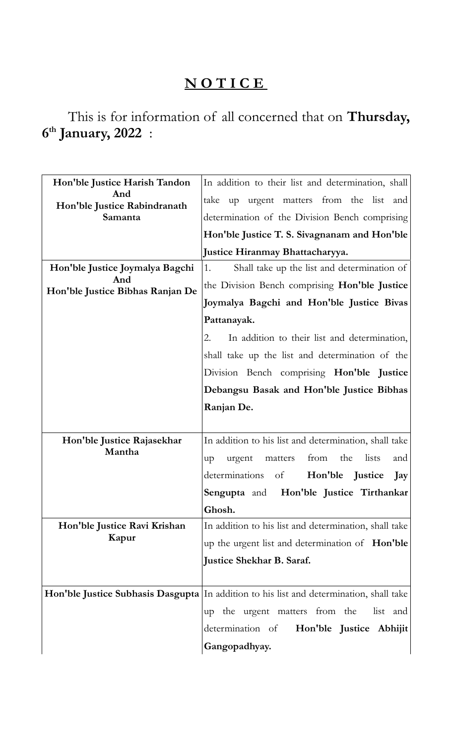# **NOTICE**

This is for information of all concerned that on **Thursday, 6th January, 2022** :

| | |
|---|---|
| **Hon'ble Justice Harish Tandon And Hon'ble Justice Rabindranath Samanta** | In addition to their list and determination, shall take up urgent matters from the list and determination of the Division Bench comprising **Hon'ble Justice T. S. Sivagnanam and Hon'ble Justice Hiranmay Bhattacharyya.** |
| **Hon'ble Justice Joymalya Bagchi And Hon'ble Justice Bibhas Ranjan De** | 1. Shall take up the list and determination of the Division Bench comprising **Hon'ble Justice Joymalya Bagchi and Hon'ble Justice Bivas Pattanayak.**<br>2. In addition to their list and determination, shall take up the list and determination of the Division Bench comprising **Hon'ble Justice Debangsu Basak and Hon'ble Justice Bibhas Ranjan De.** |
| **Hon'ble Justice Rajasekhar Mantha** | In addition to his list and determination, shall take up urgent matters from the lists and determinations of **Hon'ble Justice Jay Sengupta** and **Hon'ble Justice Tirthankar Ghosh.** |
| **Hon'ble Justice Ravi Krishan Kapur** | In addition to his list and determination, shall take up the urgent list and determination of **Hon'ble Justice Shekhar B. Saraf.** |
| **Hon'ble Justice Subhasis Dasgupta** | In addition to his list and determination, shall take up the urgent matters from the list and determination of **Hon'ble Justice Abhijit Gangopadhyay.** |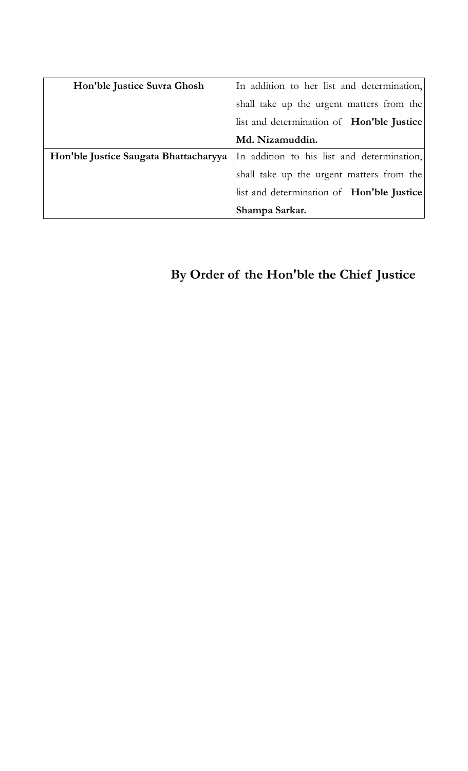| | |
|---|---|
| **Hon'ble Justice Suvra Ghosh** | In addition to her list and determination, shall take up the urgent matters from the list and determination of **Hon'ble Justice Md. Nizamuddin.** |
| **Hon'ble Justice Saugata Bhattacharyya** | In addition to his list and determination, shall take up the urgent matters from the list and determination of **Hon'ble Justice Shampa Sarkar.** |

**By Order of the Hon'ble the Chief Justice**